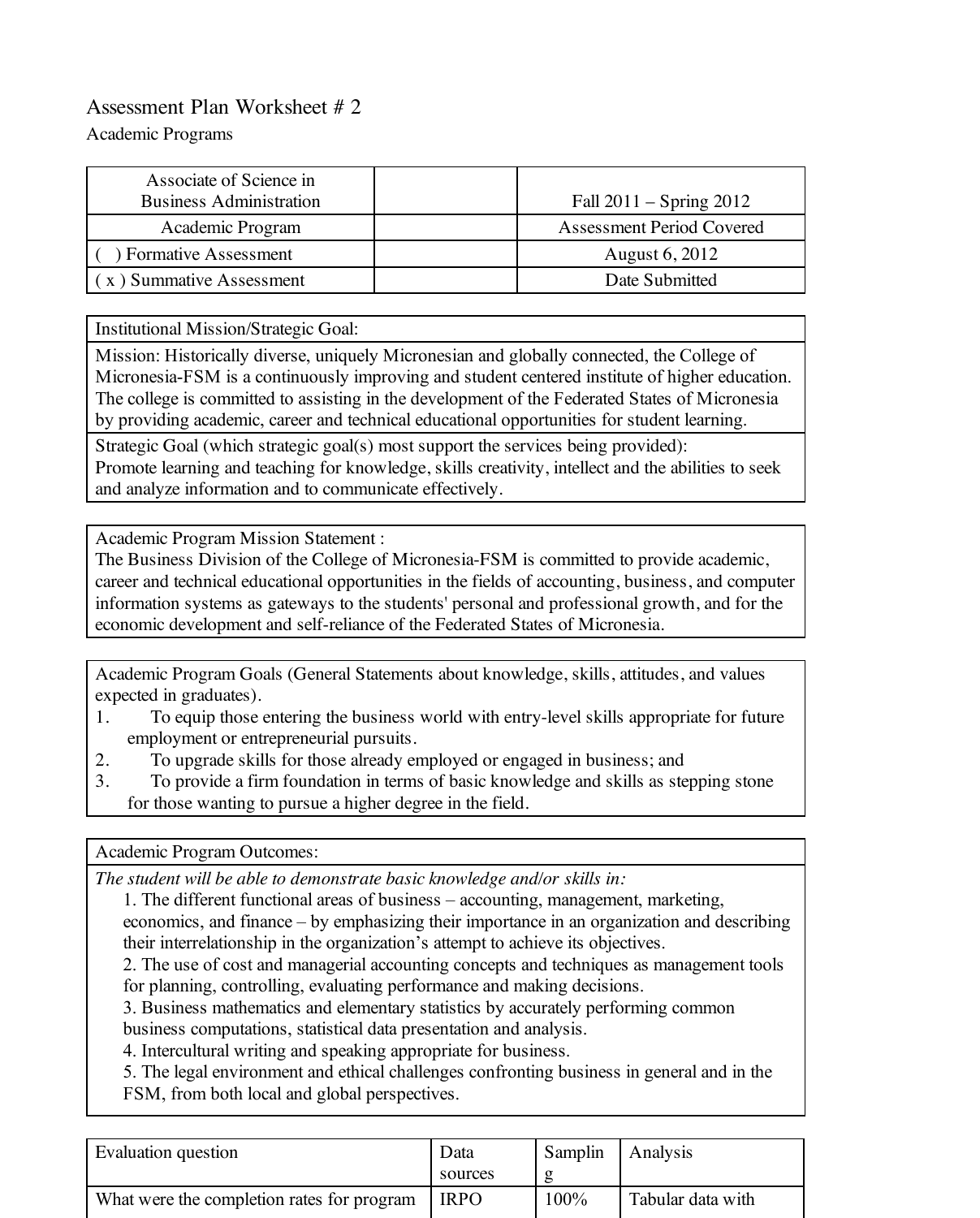# Assessment Plan Worksheet # 2

Academic Programs

| Associate of Science in Business Administration | | Fall 2011 – Spring 2012 |
|---|---|---|
| Academic Program | | Assessment Period Covered |
| ( ) Formative Assessment | | August 6, 2012 |
| ( x ) Summative Assessment | | Date Submitted |

| Institutional Mission/Strategic Goal: |
|---|
| Mission: Historically diverse, uniquely Micronesian and globally connected, the College of Micronesia-FSM is a continuously improving and student centered institute of higher education. The college is committed to assisting in the development of the Federated States of Micronesia by providing academic, career and technical educational opportunities for student learning. |
| Strategic Goal (which strategic goal(s) most support the services being provided): Promote learning and teaching for knowledge, skills creativity, intellect and the abilities to seek and analyze information and to communicate effectively. |

**Academic Program Mission Statement :**

The Business Division of the College of Micronesia-FSM is committed to provide academic, career and technical educational opportunities in the fields of accounting, business, and computer information systems as gateways to the students' personal and professional growth, and for the economic development and self-reliance of the Federated States of Micronesia.

**Academic Program Goals (General Statements about knowledge, skills, attitudes, and values expected in graduates).**

1. To equip those entering the business world with entry-level skills appropriate for future employment or entrepreneurial pursuits.
2. To upgrade skills for those already employed or engaged in business; and
3. To provide a firm foundation in terms of basic knowledge and skills as stepping stone for those wanting to pursue a higher degree in the field.

**Academic Program Outcomes:**

*The student will be able to demonstrate basic knowledge and/or skills in:*

1. The different functional areas of business – accounting, management, marketing, economics, and finance – by emphasizing their importance in an organization and describing their interrelationship in the organization's attempt to achieve its objectives.
2. The use of cost and managerial accounting concepts and techniques as management tools for planning, controlling, evaluating performance and making decisions.
3. Business mathematics and elementary statistics by accurately performing common business computations, statistical data presentation and analysis.
4. Intercultural writing and speaking appropriate for business.
5. The legal environment and ethical challenges confronting business in general and in the FSM, from both local and global perspectives.

| Evaluation question | Data sources | Sampling | Analysis |
|---|---|---|---|
| What were the completion rates for program | IRPO | 100% | Tabular data with |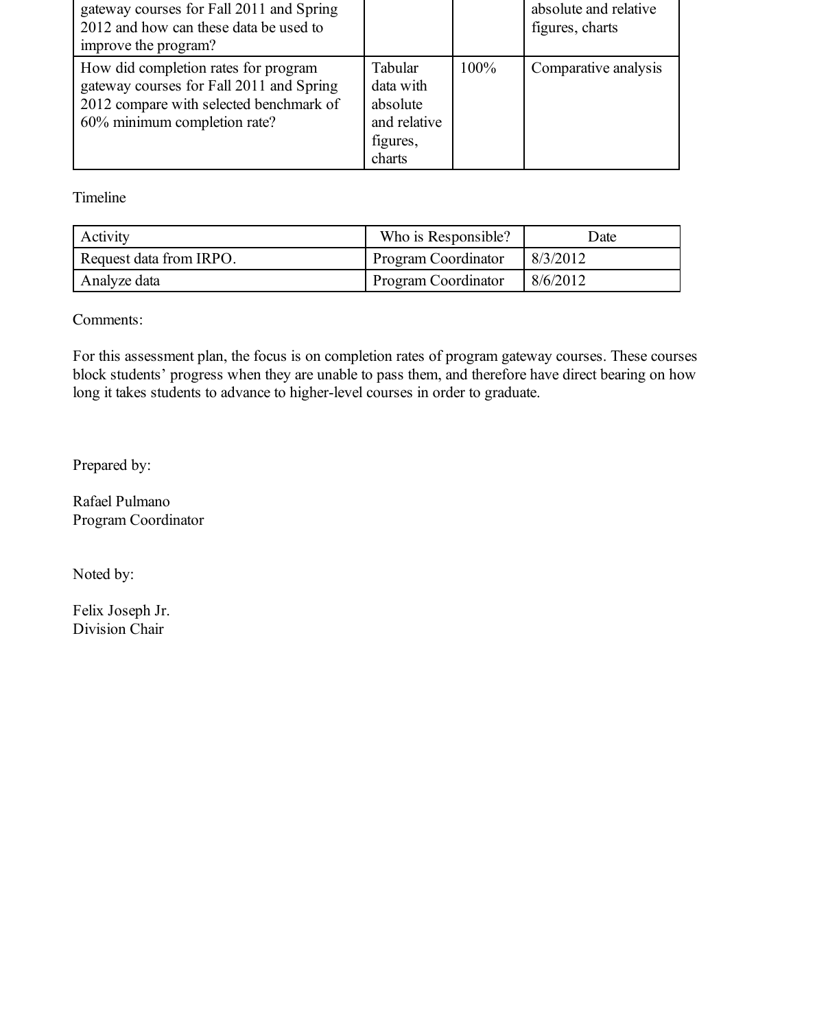| | | | |
|---|---|---|---|
| gateway courses for Fall 2011 and Spring 2012 and how can these data be used to improve the program? | | | absolute and relative figures, charts |
| How did completion rates for program gateway courses for Fall 2011 and Spring 2012 compare with selected benchmark of 60% minimum completion rate? | Tabular data with absolute and relative figures, charts | 100% | Comparative analysis |

Timeline

| Activity | Who is Responsible? | Date |
|---|---|---|
| Request data from IRPO. | Program Coordinator | 8/3/2012 |
| Analyze data | Program Coordinator | 8/6/2012 |

Comments:

For this assessment plan, the focus is on completion rates of program gateway courses. These courses block students' progress when they are unable to pass them, and therefore have direct bearing on how long it takes students to advance to higher-level courses in order to graduate.

Prepared by:

Rafael Pulmano
Program Coordinator

Noted by:

Felix Joseph Jr.
Division Chair